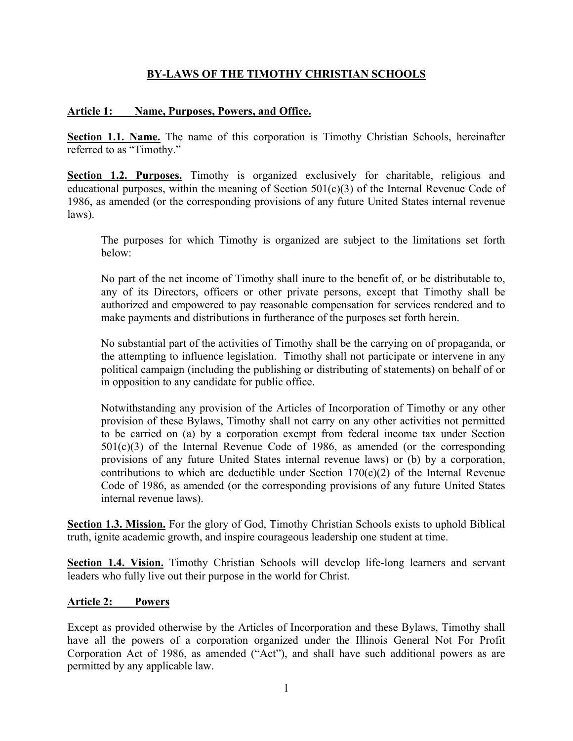# BY-LAWS OF THE TIMOTHY CHRISTIAN SCHOOLS

## Article 1: Name, Purposes, Powers, and Office.

**Section 1.1. Name.** The name of this corporation is Timothy Christian Schools, hereinafter referred to as "Timothy."

**Section 1.2. Purposes.** Timothy is organized exclusively for charitable, religious and educational purposes, within the meaning of Section 501(c)(3) of the Internal Revenue Code of 1986, as amended (or the corresponding provisions of any future United States internal revenue laws).

> The purposes for which Timothy is organized are subject to the limitations set forth below:
>
> No part of the net income of Timothy shall inure to the benefit of, or be distributable to, any of its Directors, officers or other private persons, except that Timothy shall be authorized and empowered to pay reasonable compensation for services rendered and to make payments and distributions in furtherance of the purposes set forth herein.
>
> No substantial part of the activities of Timothy shall be the carrying on of propaganda, or the attempting to influence legislation. Timothy shall not participate or intervene in any political campaign (including the publishing or distributing of statements) on behalf of or in opposition to any candidate for public office.
>
> Notwithstanding any provision of the Articles of Incorporation of Timothy or any other provision of these Bylaws, Timothy shall not carry on any other activities not permitted to be carried on (a) by a corporation exempt from federal income tax under Section 501(c)(3) of the Internal Revenue Code of 1986, as amended (or the corresponding provisions of any future United States internal revenue laws) or (b) by a corporation, contributions to which are deductible under Section 170(c)(2) of the Internal Revenue Code of 1986, as amended (or the corresponding provisions of any future United States internal revenue laws).

**Section 1.3. Mission.** For the glory of God, Timothy Christian Schools exists to uphold Biblical truth, ignite academic growth, and inspire courageous leadership one student at time.

**Section 1.4. Vision.** Timothy Christian Schools will develop life-long learners and servant leaders who fully live out their purpose in the world for Christ.

## Article 2: Powers

Except as provided otherwise by the Articles of Incorporation and these Bylaws, Timothy shall have all the powers of a corporation organized under the Illinois General Not For Profit Corporation Act of 1986, as amended ("Act"), and shall have such additional powers as are permitted by any applicable law.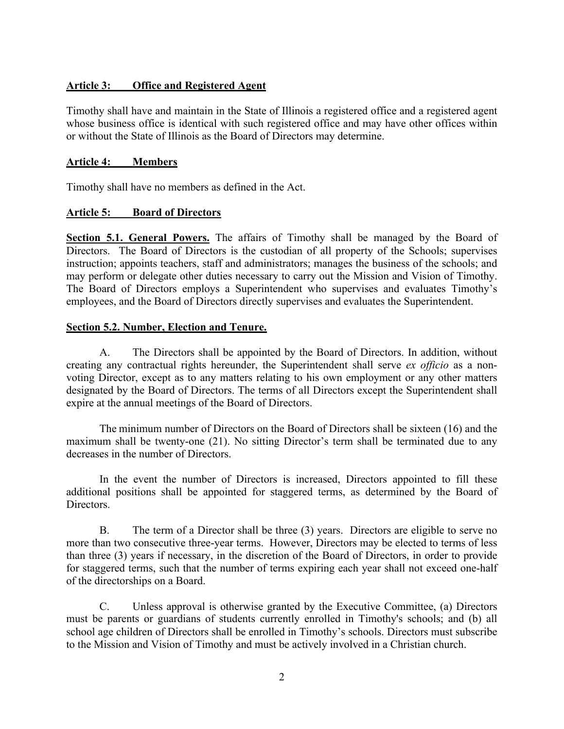## Article 3: Office and Registered Agent

Timothy shall have and maintain in the State of Illinois a registered office and a registered agent whose business office is identical with such registered office and may have other offices within or without the State of Illinois as the Board of Directors may determine.

## Article 4: Members

Timothy shall have no members as defined in the Act.

## Article 5: Board of Directors

**Section 5.1. General Powers.** The affairs of Timothy shall be managed by the Board of Directors. The Board of Directors is the custodian of all property of the Schools; supervises instruction; appoints teachers, staff and administrators; manages the business of the schools; and may perform or delegate other duties necessary to carry out the Mission and Vision of Timothy. The Board of Directors employs a Superintendent who supervises and evaluates Timothy's employees, and the Board of Directors directly supervises and evaluates the Superintendent.

**Section 5.2. Number, Election and Tenure.**

A. The Directors shall be appointed by the Board of Directors. In addition, without creating any contractual rights hereunder, the Superintendent shall serve *ex officio* as a non-voting Director, except as to any matters relating to his own employment or any other matters designated by the Board of Directors. The terms of all Directors except the Superintendent shall expire at the annual meetings of the Board of Directors.

The minimum number of Directors on the Board of Directors shall be sixteen (16) and the maximum shall be twenty-one (21). No sitting Director's term shall be terminated due to any decreases in the number of Directors.

In the event the number of Directors is increased, Directors appointed to fill these additional positions shall be appointed for staggered terms, as determined by the Board of Directors.

B. The term of a Director shall be three (3) years. Directors are eligible to serve no more than two consecutive three-year terms. However, Directors may be elected to terms of less than three (3) years if necessary, in the discretion of the Board of Directors, in order to provide for staggered terms, such that the number of terms expiring each year shall not exceed one-half of the directorships on a Board.

C. Unless approval is otherwise granted by the Executive Committee, (a) Directors must be parents or guardians of students currently enrolled in Timothy's schools; and (b) all school age children of Directors shall be enrolled in Timothy's schools. Directors must subscribe to the Mission and Vision of Timothy and must be actively involved in a Christian church.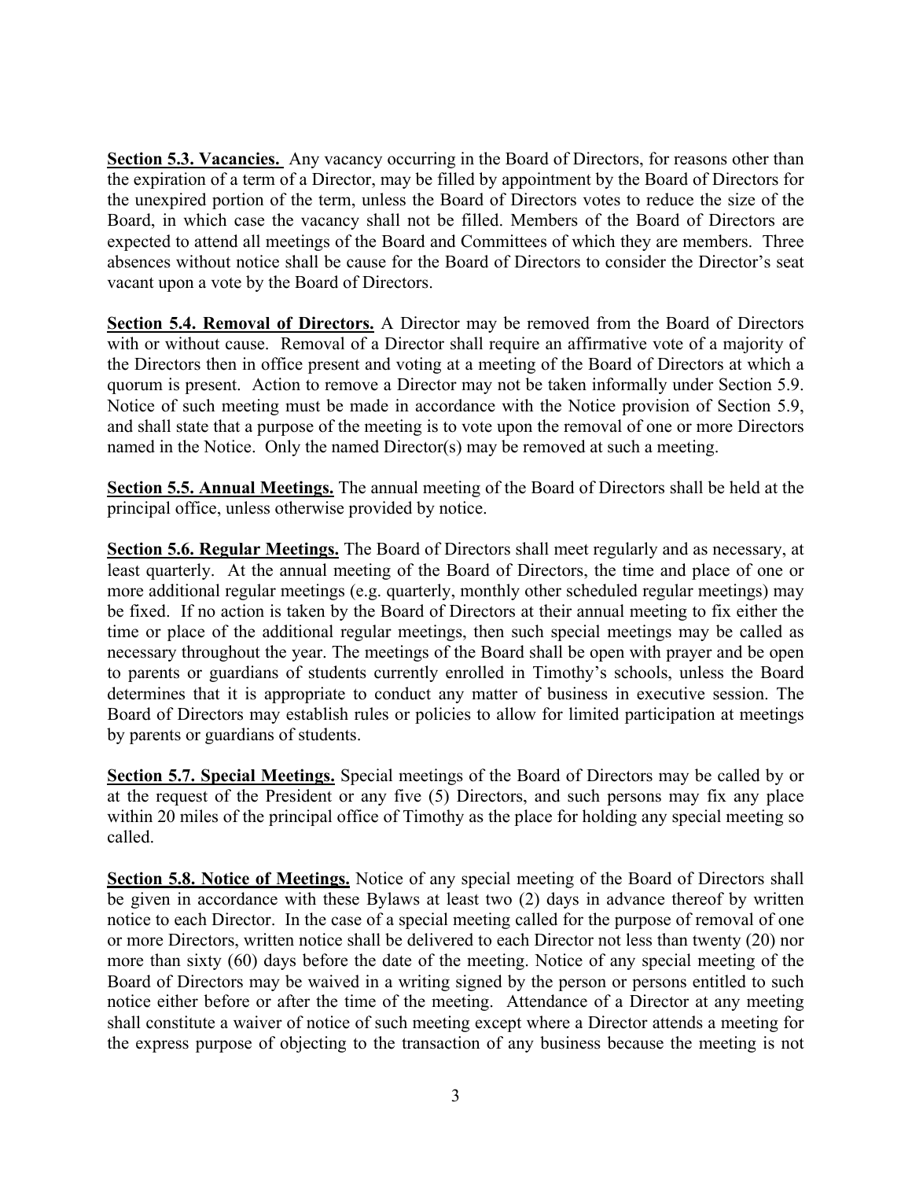**Section 5.3. Vacancies.** Any vacancy occurring in the Board of Directors, for reasons other than the expiration of a term of a Director, may be filled by appointment by the Board of Directors for the unexpired portion of the term, unless the Board of Directors votes to reduce the size of the Board, in which case the vacancy shall not be filled. Members of the Board of Directors are expected to attend all meetings of the Board and Committees of which they are members. Three absences without notice shall be cause for the Board of Directors to consider the Director's seat vacant upon a vote by the Board of Directors.

**Section 5.4. Removal of Directors.** A Director may be removed from the Board of Directors with or without cause. Removal of a Director shall require an affirmative vote of a majority of the Directors then in office present and voting at a meeting of the Board of Directors at which a quorum is present. Action to remove a Director may not be taken informally under Section 5.9. Notice of such meeting must be made in accordance with the Notice provision of Section 5.9, and shall state that a purpose of the meeting is to vote upon the removal of one or more Directors named in the Notice. Only the named Director(s) may be removed at such a meeting.

**Section 5.5. Annual Meetings.** The annual meeting of the Board of Directors shall be held at the principal office, unless otherwise provided by notice.

**Section 5.6. Regular Meetings.** The Board of Directors shall meet regularly and as necessary, at least quarterly. At the annual meeting of the Board of Directors, the time and place of one or more additional regular meetings (e.g. quarterly, monthly other scheduled regular meetings) may be fixed. If no action is taken by the Board of Directors at their annual meeting to fix either the time or place of the additional regular meetings, then such special meetings may be called as necessary throughout the year. The meetings of the Board shall be open with prayer and be open to parents or guardians of students currently enrolled in Timothy's schools, unless the Board determines that it is appropriate to conduct any matter of business in executive session. The Board of Directors may establish rules or policies to allow for limited participation at meetings by parents or guardians of students.

**Section 5.7. Special Meetings.** Special meetings of the Board of Directors may be called by or at the request of the President or any five (5) Directors, and such persons may fix any place within 20 miles of the principal office of Timothy as the place for holding any special meeting so called.

**Section 5.8. Notice of Meetings.** Notice of any special meeting of the Board of Directors shall be given in accordance with these Bylaws at least two (2) days in advance thereof by written notice to each Director. In the case of a special meeting called for the purpose of removal of one or more Directors, written notice shall be delivered to each Director not less than twenty (20) nor more than sixty (60) days before the date of the meeting. Notice of any special meeting of the Board of Directors may be waived in a writing signed by the person or persons entitled to such notice either before or after the time of the meeting. Attendance of a Director at any meeting shall constitute a waiver of notice of such meeting except where a Director attends a meeting for the express purpose of objecting to the transaction of any business because the meeting is not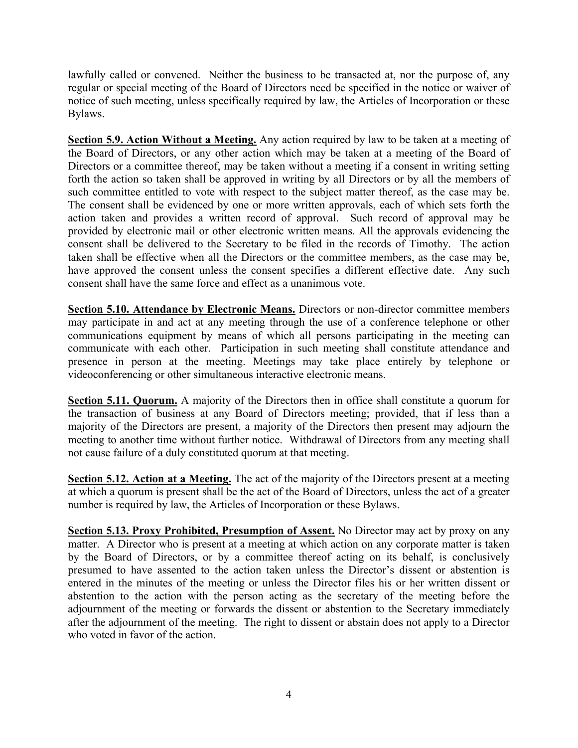lawfully called or convened. Neither the business to be transacted at, nor the purpose of, any regular or special meeting of the Board of Directors need be specified in the notice or waiver of notice of such meeting, unless specifically required by law, the Articles of Incorporation or these Bylaws.

**Section 5.9. Action Without a Meeting.** Any action required by law to be taken at a meeting of the Board of Directors, or any other action which may be taken at a meeting of the Board of Directors or a committee thereof, may be taken without a meeting if a consent in writing setting forth the action so taken shall be approved in writing by all Directors or by all the members of such committee entitled to vote with respect to the subject matter thereof, as the case may be. The consent shall be evidenced by one or more written approvals, each of which sets forth the action taken and provides a written record of approval. Such record of approval may be provided by electronic mail or other electronic written means. All the approvals evidencing the consent shall be delivered to the Secretary to be filed in the records of Timothy. The action taken shall be effective when all the Directors or the committee members, as the case may be, have approved the consent unless the consent specifies a different effective date. Any such consent shall have the same force and effect as a unanimous vote.

**Section 5.10. Attendance by Electronic Means.** Directors or non-director committee members may participate in and act at any meeting through the use of a conference telephone or other communications equipment by means of which all persons participating in the meeting can communicate with each other. Participation in such meeting shall constitute attendance and presence in person at the meeting. Meetings may take place entirely by telephone or videoconferencing or other simultaneous interactive electronic means.

**Section 5.11. Quorum.** A majority of the Directors then in office shall constitute a quorum for the transaction of business at any Board of Directors meeting; provided, that if less than a majority of the Directors are present, a majority of the Directors then present may adjourn the meeting to another time without further notice. Withdrawal of Directors from any meeting shall not cause failure of a duly constituted quorum at that meeting.

**Section 5.12. Action at a Meeting.** The act of the majority of the Directors present at a meeting at which a quorum is present shall be the act of the Board of Directors, unless the act of a greater number is required by law, the Articles of Incorporation or these Bylaws.

**Section 5.13. Proxy Prohibited, Presumption of Assent.** No Director may act by proxy on any matter. A Director who is present at a meeting at which action on any corporate matter is taken by the Board of Directors, or by a committee thereof acting on its behalf, is conclusively presumed to have assented to the action taken unless the Director's dissent or abstention is entered in the minutes of the meeting or unless the Director files his or her written dissent or abstention to the action with the person acting as the secretary of the meeting before the adjournment of the meeting or forwards the dissent or abstention to the Secretary immediately after the adjournment of the meeting. The right to dissent or abstain does not apply to a Director who voted in favor of the action.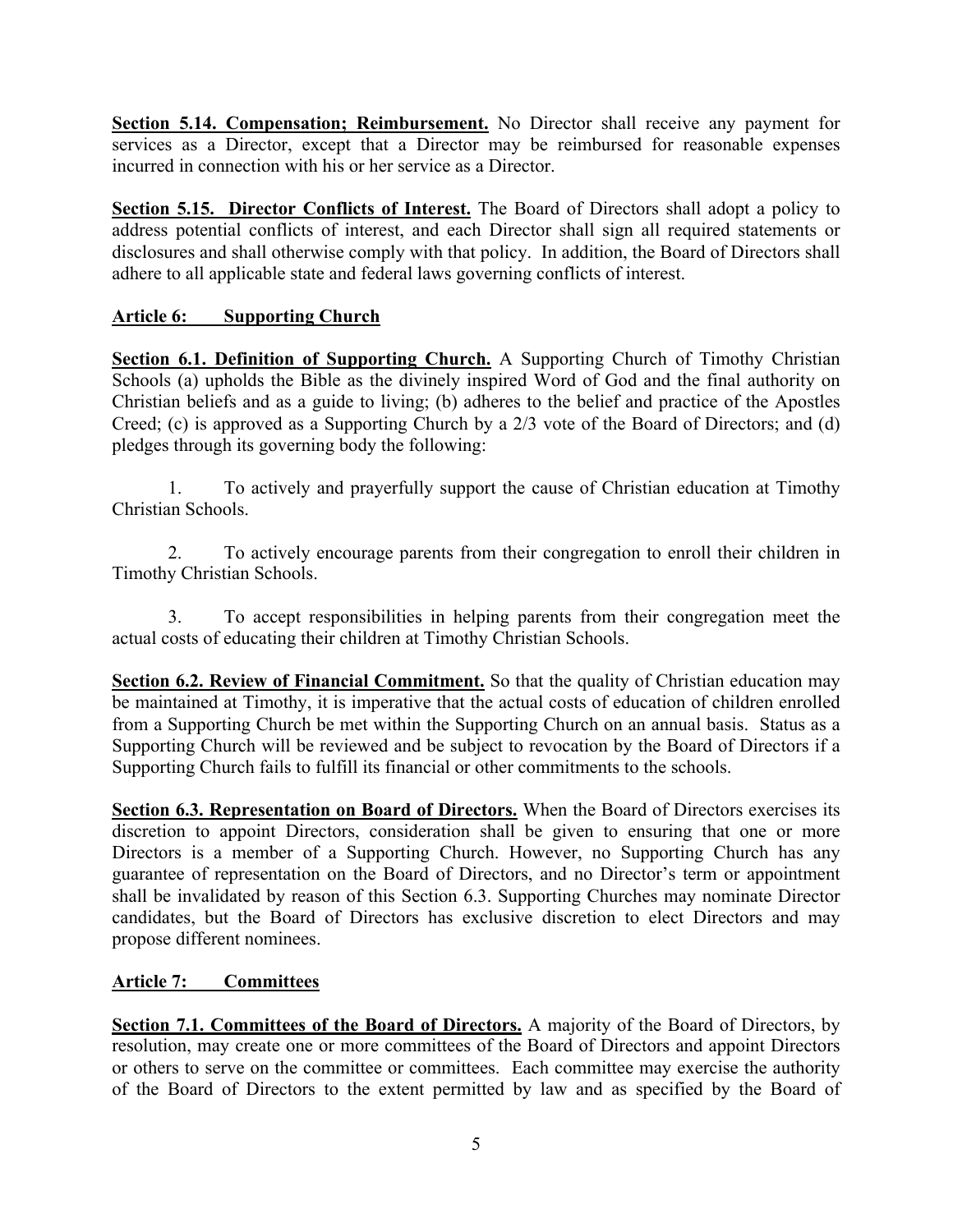**Section 5.14. Compensation; Reimbursement.** No Director shall receive any payment for services as a Director, except that a Director may be reimbursed for reasonable expenses incurred in connection with his or her service as a Director.

**Section 5.15. Director Conflicts of Interest.** The Board of Directors shall adopt a policy to address potential conflicts of interest, and each Director shall sign all required statements or disclosures and shall otherwise comply with that policy. In addition, the Board of Directors shall adhere to all applicable state and federal laws governing conflicts of interest.

## Article 6: Supporting Church

**Section 6.1. Definition of Supporting Church.** A Supporting Church of Timothy Christian Schools (a) upholds the Bible as the divinely inspired Word of God and the final authority on Christian beliefs and as a guide to living; (b) adheres to the belief and practice of the Apostles Creed; (c) is approved as a Supporting Church by a 2/3 vote of the Board of Directors; and (d) pledges through its governing body the following:

1. To actively and prayerfully support the cause of Christian education at Timothy Christian Schools.

2. To actively encourage parents from their congregation to enroll their children in Timothy Christian Schools.

3. To accept responsibilities in helping parents from their congregation meet the actual costs of educating their children at Timothy Christian Schools.

**Section 6.2. Review of Financial Commitment.** So that the quality of Christian education may be maintained at Timothy, it is imperative that the actual costs of education of children enrolled from a Supporting Church be met within the Supporting Church on an annual basis. Status as a Supporting Church will be reviewed and be subject to revocation by the Board of Directors if a Supporting Church fails to fulfill its financial or other commitments to the schools.

**Section 6.3. Representation on Board of Directors.** When the Board of Directors exercises its discretion to appoint Directors, consideration shall be given to ensuring that one or more Directors is a member of a Supporting Church. However, no Supporting Church has any guarantee of representation on the Board of Directors, and no Director's term or appointment shall be invalidated by reason of this Section 6.3. Supporting Churches may nominate Director candidates, but the Board of Directors has exclusive discretion to elect Directors and may propose different nominees.

## Article 7: Committees

**Section 7.1. Committees of the Board of Directors.** A majority of the Board of Directors, by resolution, may create one or more committees of the Board of Directors and appoint Directors or others to serve on the committee or committees. Each committee may exercise the authority of the Board of Directors to the extent permitted by law and as specified by the Board of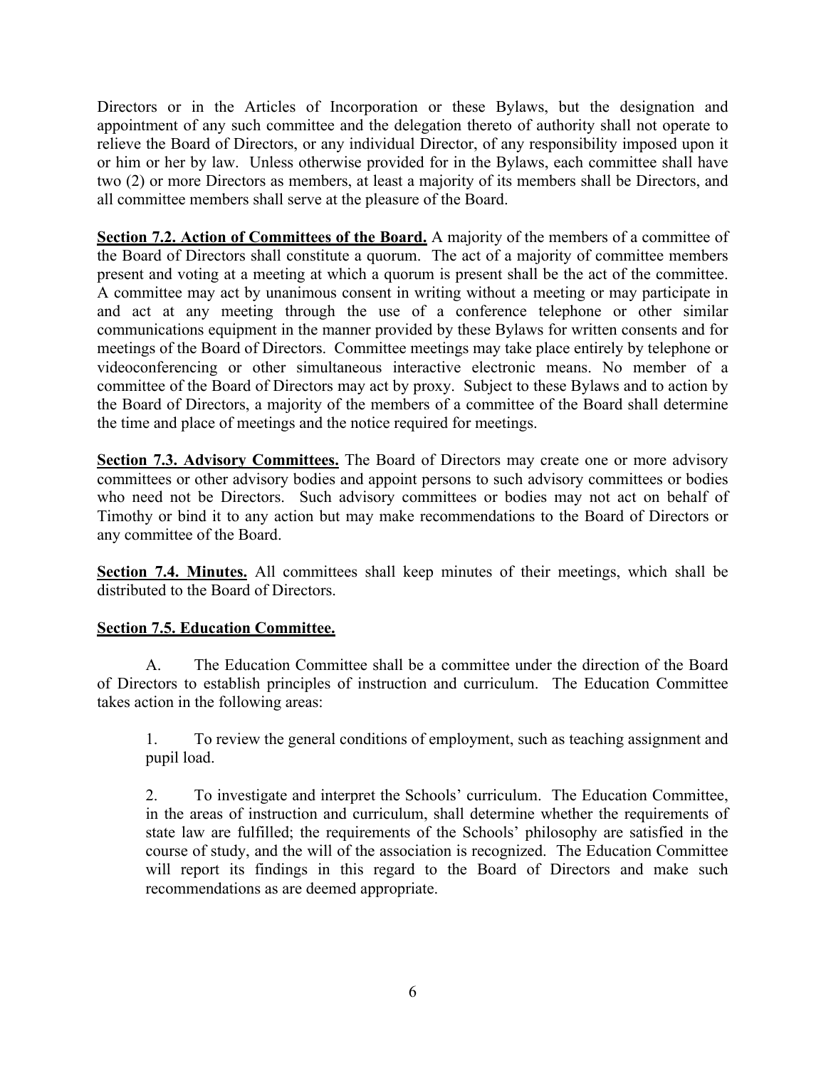Directors or in the Articles of Incorporation or these Bylaws, but the designation and appointment of any such committee and the delegation thereto of authority shall not operate to relieve the Board of Directors, or any individual Director, of any responsibility imposed upon it or him or her by law. Unless otherwise provided for in the Bylaws, each committee shall have two (2) or more Directors as members, at least a majority of its members shall be Directors, and all committee members shall serve at the pleasure of the Board.

**Section 7.2. Action of Committees of the Board.** A majority of the members of a committee of the Board of Directors shall constitute a quorum. The act of a majority of committee members present and voting at a meeting at which a quorum is present shall be the act of the committee. A committee may act by unanimous consent in writing without a meeting or may participate in and act at any meeting through the use of a conference telephone or other similar communications equipment in the manner provided by these Bylaws for written consents and for meetings of the Board of Directors. Committee meetings may take place entirely by telephone or videoconferencing or other simultaneous interactive electronic means. No member of a committee of the Board of Directors may act by proxy. Subject to these Bylaws and to action by the Board of Directors, a majority of the members of a committee of the Board shall determine the time and place of meetings and the notice required for meetings.

**Section 7.3. Advisory Committees.** The Board of Directors may create one or more advisory committees or other advisory bodies and appoint persons to such advisory committees or bodies who need not be Directors. Such advisory committees or bodies may not act on behalf of Timothy or bind it to any action but may make recommendations to the Board of Directors or any committee of the Board.

**Section 7.4. Minutes.** All committees shall keep minutes of their meetings, which shall be distributed to the Board of Directors.

**Section 7.5. Education Committee.**

A. The Education Committee shall be a committee under the direction of the Board of Directors to establish principles of instruction and curriculum. The Education Committee takes action in the following areas:

1. To review the general conditions of employment, such as teaching assignment and pupil load.

2. To investigate and interpret the Schools' curriculum. The Education Committee, in the areas of instruction and curriculum, shall determine whether the requirements of state law are fulfilled; the requirements of the Schools' philosophy are satisfied in the course of study, and the will of the association is recognized. The Education Committee will report its findings in this regard to the Board of Directors and make such recommendations as are deemed appropriate.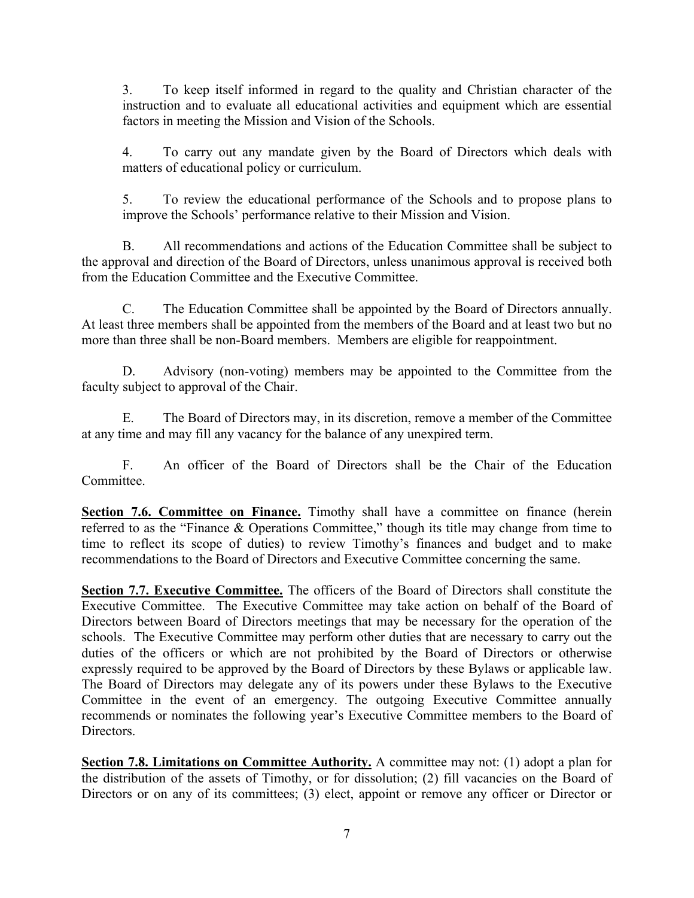3. To keep itself informed in regard to the quality and Christian character of the instruction and to evaluate all educational activities and equipment which are essential factors in meeting the Mission and Vision of the Schools.

4. To carry out any mandate given by the Board of Directors which deals with matters of educational policy or curriculum.

5. To review the educational performance of the Schools and to propose plans to improve the Schools' performance relative to their Mission and Vision.

B. All recommendations and actions of the Education Committee shall be subject to the approval and direction of the Board of Directors, unless unanimous approval is received both from the Education Committee and the Executive Committee.

C. The Education Committee shall be appointed by the Board of Directors annually. At least three members shall be appointed from the members of the Board and at least two but no more than three shall be non-Board members. Members are eligible for reappointment.

D. Advisory (non-voting) members may be appointed to the Committee from the faculty subject to approval of the Chair.

E. The Board of Directors may, in its discretion, remove a member of the Committee at any time and may fill any vacancy for the balance of any unexpired term.

F. An officer of the Board of Directors shall be the Chair of the Education Committee.

**Section 7.6. Committee on Finance.** Timothy shall have a committee on finance (herein referred to as the "Finance & Operations Committee," though its title may change from time to time to reflect its scope of duties) to review Timothy's finances and budget and to make recommendations to the Board of Directors and Executive Committee concerning the same.

**Section 7.7. Executive Committee.** The officers of the Board of Directors shall constitute the Executive Committee. The Executive Committee may take action on behalf of the Board of Directors between Board of Directors meetings that may be necessary for the operation of the schools. The Executive Committee may perform other duties that are necessary to carry out the duties of the officers or which are not prohibited by the Board of Directors or otherwise expressly required to be approved by the Board of Directors by these Bylaws or applicable law. The Board of Directors may delegate any of its powers under these Bylaws to the Executive Committee in the event of an emergency. The outgoing Executive Committee annually recommends or nominates the following year's Executive Committee members to the Board of Directors.

**Section 7.8. Limitations on Committee Authority.** A committee may not: (1) adopt a plan for the distribution of the assets of Timothy, or for dissolution; (2) fill vacancies on the Board of Directors or on any of its committees; (3) elect, appoint or remove any officer or Director or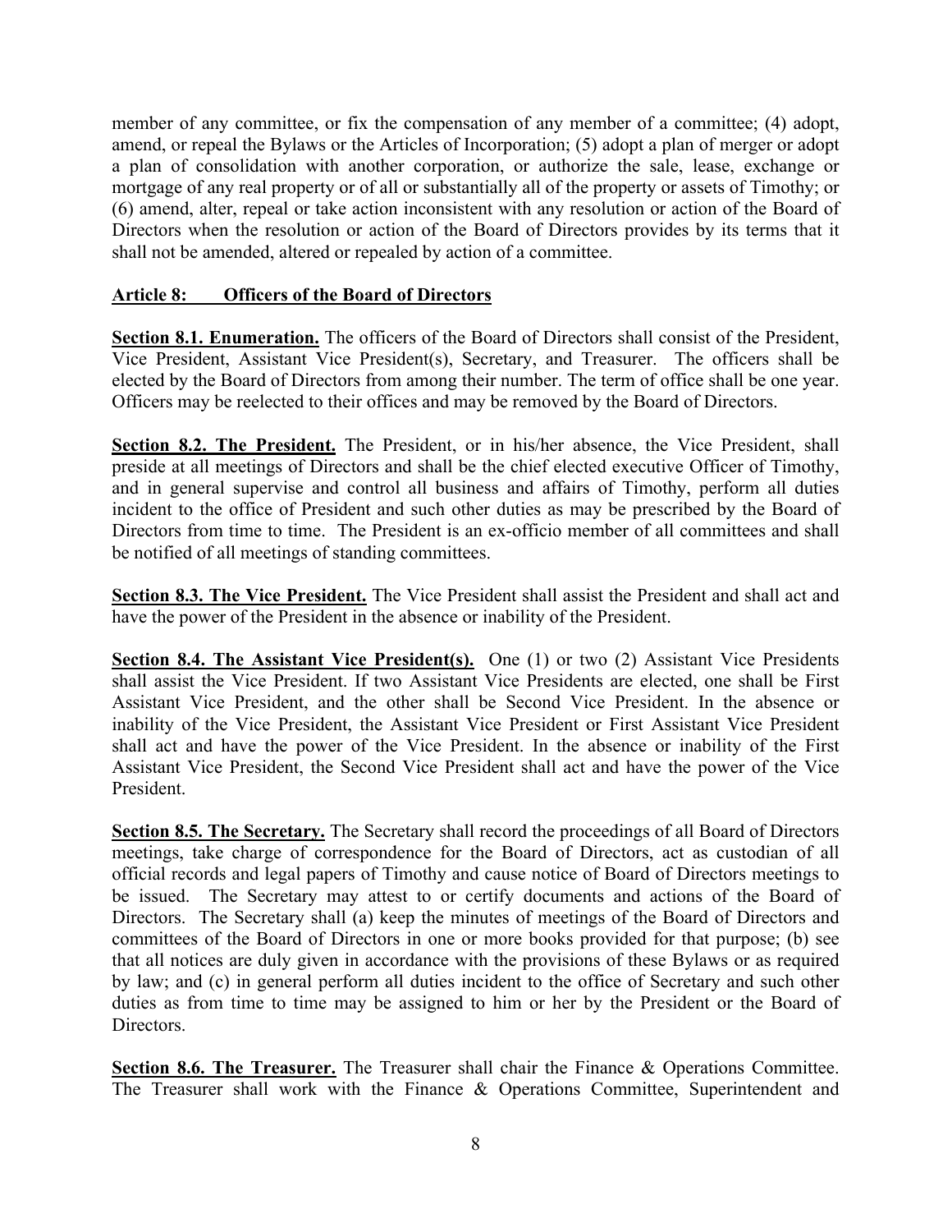member of any committee, or fix the compensation of any member of a committee; (4) adopt, amend, or repeal the Bylaws or the Articles of Incorporation; (5) adopt a plan of merger or adopt a plan of consolidation with another corporation, or authorize the sale, lease, exchange or mortgage of any real property or of all or substantially all of the property or assets of Timothy; or (6) amend, alter, repeal or take action inconsistent with any resolution or action of the Board of Directors when the resolution or action of the Board of Directors provides by its terms that it shall not be amended, altered or repealed by action of a committee.

## Article 8: Officers of the Board of Directors

**Section 8.1. Enumeration.** The officers of the Board of Directors shall consist of the President, Vice President, Assistant Vice President(s), Secretary, and Treasurer. The officers shall be elected by the Board of Directors from among their number. The term of office shall be one year. Officers may be reelected to their offices and may be removed by the Board of Directors.

**Section 8.2. The President.** The President, or in his/her absence, the Vice President, shall preside at all meetings of Directors and shall be the chief elected executive Officer of Timothy, and in general supervise and control all business and affairs of Timothy, perform all duties incident to the office of President and such other duties as may be prescribed by the Board of Directors from time to time. The President is an ex-officio member of all committees and shall be notified of all meetings of standing committees.

**Section 8.3. The Vice President.** The Vice President shall assist the President and shall act and have the power of the President in the absence or inability of the President.

**Section 8.4. The Assistant Vice President(s).** One (1) or two (2) Assistant Vice Presidents shall assist the Vice President. If two Assistant Vice Presidents are elected, one shall be First Assistant Vice President, and the other shall be Second Vice President. In the absence or inability of the Vice President, the Assistant Vice President or First Assistant Vice President shall act and have the power of the Vice President. In the absence or inability of the First Assistant Vice President, the Second Vice President shall act and have the power of the Vice President.

**Section 8.5. The Secretary.** The Secretary shall record the proceedings of all Board of Directors meetings, take charge of correspondence for the Board of Directors, act as custodian of all official records and legal papers of Timothy and cause notice of Board of Directors meetings to be issued. The Secretary may attest to or certify documents and actions of the Board of Directors. The Secretary shall (a) keep the minutes of meetings of the Board of Directors and committees of the Board of Directors in one or more books provided for that purpose; (b) see that all notices are duly given in accordance with the provisions of these Bylaws or as required by law; and (c) in general perform all duties incident to the office of Secretary and such other duties as from time to time may be assigned to him or her by the President or the Board of Directors.

**Section 8.6. The Treasurer.** The Treasurer shall chair the Finance & Operations Committee. The Treasurer shall work with the Finance & Operations Committee, Superintendent and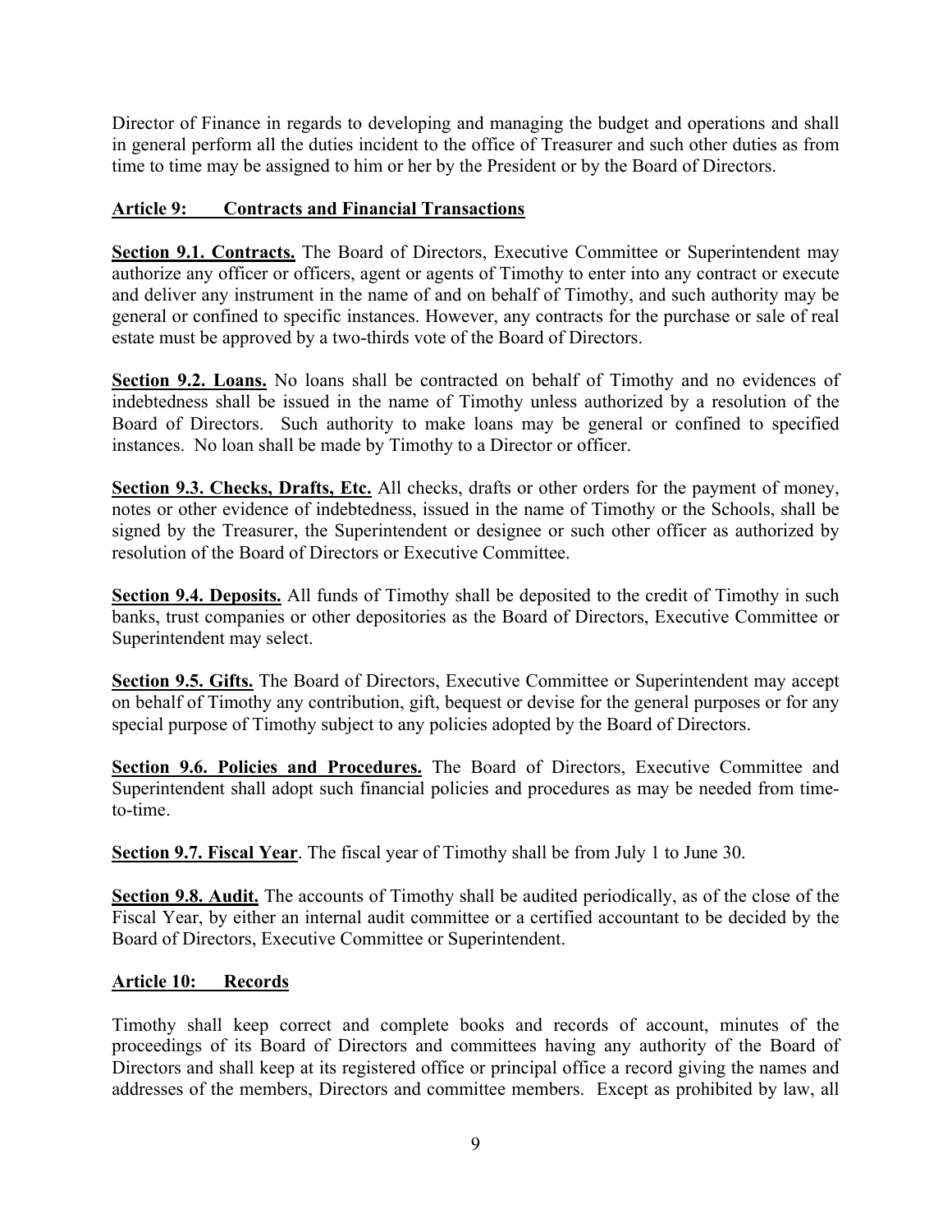Director of Finance in regards to developing and managing the budget and operations and shall in general perform all the duties incident to the office of Treasurer and such other duties as from time to time may be assigned to him or her by the President or by the Board of Directors.

## Article 9: Contracts and Financial Transactions

**Section 9.1. Contracts.** The Board of Directors, Executive Committee or Superintendent may authorize any officer or officers, agent or agents of Timothy to enter into any contract or execute and deliver any instrument in the name of and on behalf of Timothy, and such authority may be general or confined to specific instances. However, any contracts for the purchase or sale of real estate must be approved by a two-thirds vote of the Board of Directors.

**Section 9.2. Loans.** No loans shall be contracted on behalf of Timothy and no evidences of indebtedness shall be issued in the name of Timothy unless authorized by a resolution of the Board of Directors. Such authority to make loans may be general or confined to specified instances. No loan shall be made by Timothy to a Director or officer.

**Section 9.3. Checks, Drafts, Etc.** All checks, drafts or other orders for the payment of money, notes or other evidence of indebtedness, issued in the name of Timothy or the Schools, shall be signed by the Treasurer, the Superintendent or designee or such other officer as authorized by resolution of the Board of Directors or Executive Committee.

**Section 9.4. Deposits.** All funds of Timothy shall be deposited to the credit of Timothy in such banks, trust companies or other depositories as the Board of Directors, Executive Committee or Superintendent may select.

**Section 9.5. Gifts.** The Board of Directors, Executive Committee or Superintendent may accept on behalf of Timothy any contribution, gift, bequest or devise for the general purposes or for any special purpose of Timothy subject to any policies adopted by the Board of Directors.

**Section 9.6. Policies and Procedures.** The Board of Directors, Executive Committee and Superintendent shall adopt such financial policies and procedures as may be needed from time-to-time.

**Section 9.7. Fiscal Year**. The fiscal year of Timothy shall be from July 1 to June 30.

**Section 9.8. Audit.** The accounts of Timothy shall be audited periodically, as of the close of the Fiscal Year, by either an internal audit committee or a certified accountant to be decided by the Board of Directors, Executive Committee or Superintendent.

## Article 10: Records

Timothy shall keep correct and complete books and records of account, minutes of the proceedings of its Board of Directors and committees having any authority of the Board of Directors and shall keep at its registered office or principal office a record giving the names and addresses of the members, Directors and committee members. Except as prohibited by law, all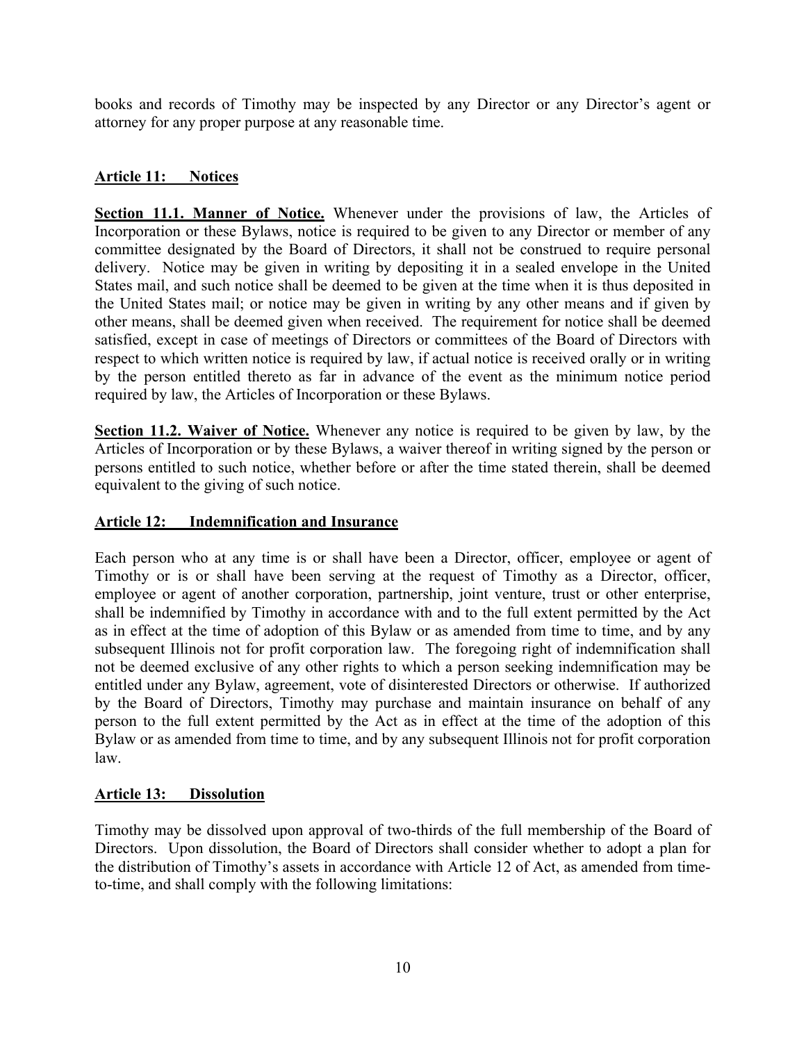books and records of Timothy may be inspected by any Director or any Director's agent or attorney for any proper purpose at any reasonable time.

## Article 11: Notices

**Section 11.1. Manner of Notice.** Whenever under the provisions of law, the Articles of Incorporation or these Bylaws, notice is required to be given to any Director or member of any committee designated by the Board of Directors, it shall not be construed to require personal delivery. Notice may be given in writing by depositing it in a sealed envelope in the United States mail, and such notice shall be deemed to be given at the time when it is thus deposited in the United States mail; or notice may be given in writing by any other means and if given by other means, shall be deemed given when received. The requirement for notice shall be deemed satisfied, except in case of meetings of Directors or committees of the Board of Directors with respect to which written notice is required by law, if actual notice is received orally or in writing by the person entitled thereto as far in advance of the event as the minimum notice period required by law, the Articles of Incorporation or these Bylaws.

**Section 11.2. Waiver of Notice.** Whenever any notice is required to be given by law, by the Articles of Incorporation or by these Bylaws, a waiver thereof in writing signed by the person or persons entitled to such notice, whether before or after the time stated therein, shall be deemed equivalent to the giving of such notice.

## Article 12: Indemnification and Insurance

Each person who at any time is or shall have been a Director, officer, employee or agent of Timothy or is or shall have been serving at the request of Timothy as a Director, officer, employee or agent of another corporation, partnership, joint venture, trust or other enterprise, shall be indemnified by Timothy in accordance with and to the full extent permitted by the Act as in effect at the time of adoption of this Bylaw or as amended from time to time, and by any subsequent Illinois not for profit corporation law. The foregoing right of indemnification shall not be deemed exclusive of any other rights to which a person seeking indemnification may be entitled under any Bylaw, agreement, vote of disinterested Directors or otherwise. If authorized by the Board of Directors, Timothy may purchase and maintain insurance on behalf of any person to the full extent permitted by the Act as in effect at the time of the adoption of this Bylaw or as amended from time to time, and by any subsequent Illinois not for profit corporation law.

## Article 13: Dissolution

Timothy may be dissolved upon approval of two-thirds of the full membership of the Board of Directors. Upon dissolution, the Board of Directors shall consider whether to adopt a plan for the distribution of Timothy's assets in accordance with Article 12 of Act, as amended from time-to-time, and shall comply with the following limitations: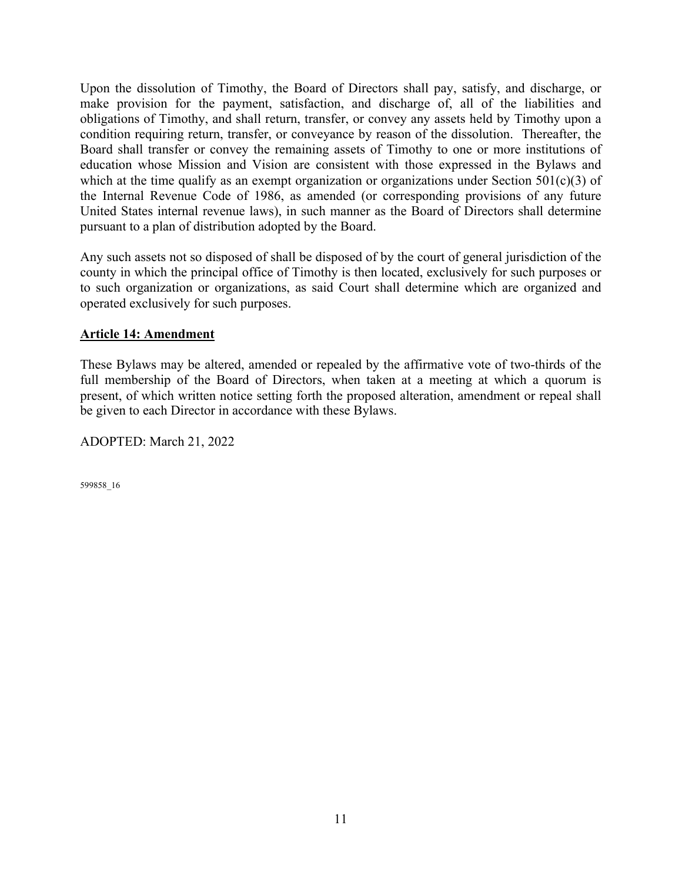Upon the dissolution of Timothy, the Board of Directors shall pay, satisfy, and discharge, or make provision for the payment, satisfaction, and discharge of, all of the liabilities and obligations of Timothy, and shall return, transfer, or convey any assets held by Timothy upon a condition requiring return, transfer, or conveyance by reason of the dissolution. Thereafter, the Board shall transfer or convey the remaining assets of Timothy to one or more institutions of education whose Mission and Vision are consistent with those expressed in the Bylaws and which at the time qualify as an exempt organization or organizations under Section 501(c)(3) of the Internal Revenue Code of 1986, as amended (or corresponding provisions of any future United States internal revenue laws), in such manner as the Board of Directors shall determine pursuant to a plan of distribution adopted by the Board.

Any such assets not so disposed of shall be disposed of by the court of general jurisdiction of the county in which the principal office of Timothy is then located, exclusively for such purposes or to such organization or organizations, as said Court shall determine which are organized and operated exclusively for such purposes.

## Article 14: Amendment

These Bylaws may be altered, amended or repealed by the affirmative vote of two-thirds of the full membership of the Board of Directors, when taken at a meeting at which a quorum is present, of which written notice setting forth the proposed alteration, amendment or repeal shall be given to each Director in accordance with these Bylaws.

ADOPTED: March 21, 2022

599858_16